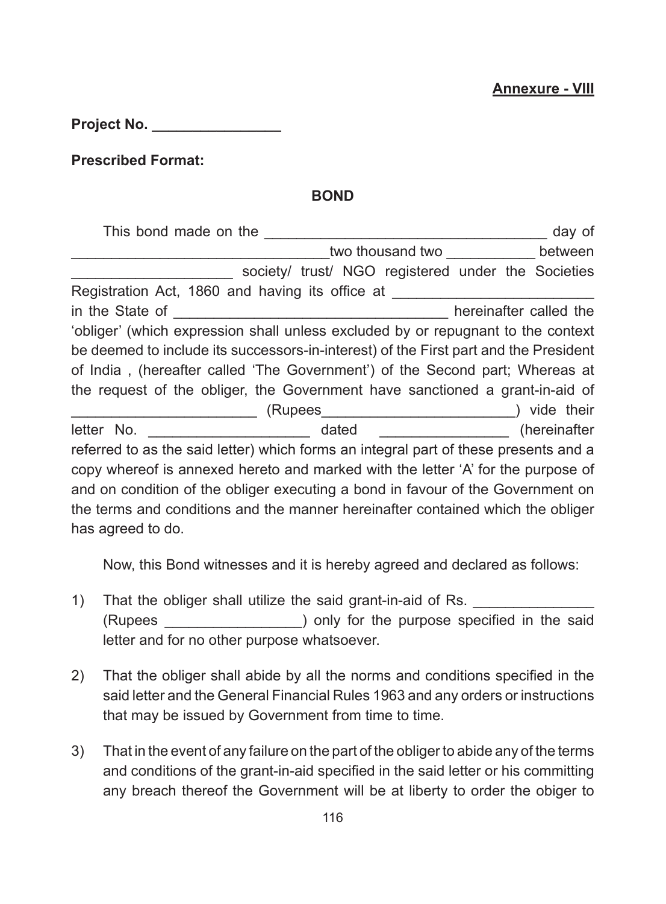**Annexure - VIII**

**Project No. ________________**

**Prescribed Format:**

**BOND**

This bond made on the ___________________________________ day of _______________________________two thousand two ___________ between ____________________ society/ trust/ NGO registered under the Societies Registration Act, 1860 and having its office at ________________________ in the State of _________________________________ hereinafter called the 'obliger' (which expression shall unless excluded by or repugnant to the context be deemed to include its successors-in-interest) of the First part and the President of India , (hereafter called 'The Government') of the Second part; Whereas at the request of the obliger, the Government have sanctioned a grant-in-aid of ______________________ (Rupees________________________) vide their letter No. ___________________ dated _______________ (hereinafter referred to as the said letter) which forms an integral part of these presents and a copy whereof is annexed hereto and marked with the letter 'A' for the purpose of and on condition of the obliger executing a bond in favour of the Government on the terms and conditions and the manner hereinafter contained which the obliger has agreed to do.

Now, this Bond witnesses and it is hereby agreed and declared as follows:

1) That the obliger shall utilize the said grant-in-aid of Rs. ______________ (Rupees ________________) only for the purpose specified in the said letter and for no other purpose whatsoever.

2) That the obliger shall abide by all the norms and conditions specified in the said letter and the General Financial Rules 1963 and any orders or instructions that may be issued by Government from time to time.

3) That in the event of any failure on the part of the obliger to abide any of the terms and conditions of the grant-in-aid specified in the said letter or his committing any breach thereof the Government will be at liberty to order the obiger to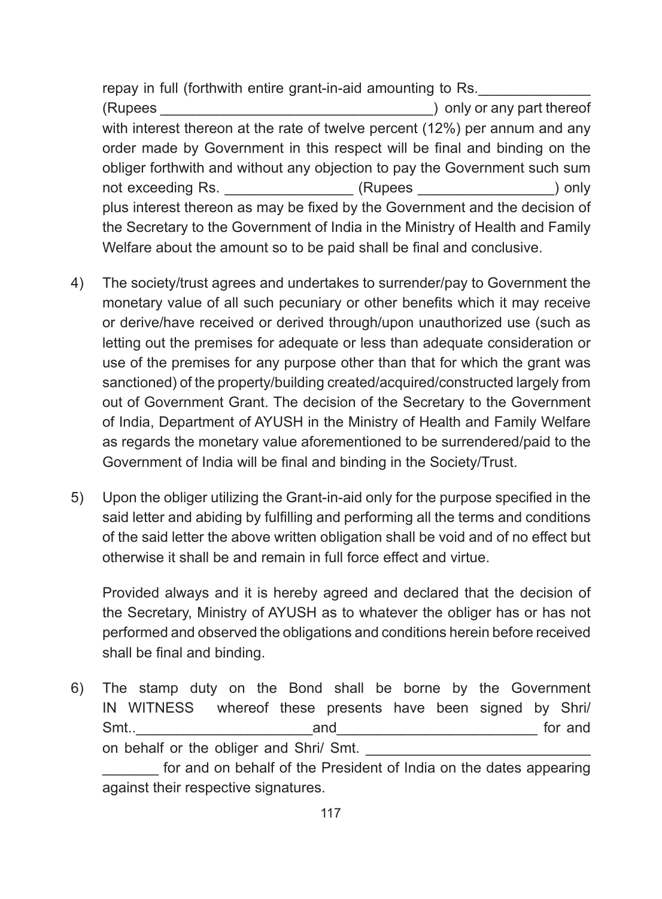repay in full (forthwith entire grant-in-aid amounting to Rs.______________ (Rupees __________________________________) only or any part thereof with interest thereon at the rate of twelve percent (12%) per annum and any order made by Government in this respect will be final and binding on the obliger forthwith and without any objection to pay the Government such sum not exceeding Rs. ________________ (Rupees _________________) only plus interest thereon as may be fixed by the Government and the decision of the Secretary to the Government of India in the Ministry of Health and Family Welfare about the amount so to be paid shall be final and conclusive.

4) The society/trust agrees and undertakes to surrender/pay to Government the monetary value of all such pecuniary or other benefits which it may receive or derive/have received or derived through/upon unauthorized use (such as letting out the premises for adequate or less than adequate consideration or use of the premises for any purpose other than that for which the grant was sanctioned) of the property/building created/acquired/constructed largely from out of Government Grant. The decision of the Secretary to the Government of India, Department of AYUSH in the Ministry of Health and Family Welfare as regards the monetary value aforementioned to be surrendered/paid to the Government of India will be final and binding in the Society/Trust.

5) Upon the obliger utilizing the Grant-in-aid only for the purpose specified in the said letter and abiding by fulfilling and performing all the terms and conditions of the said letter the above written obligation shall be void and of no effect but otherwise it shall be and remain in full force effect and virtue.

   Provided always and it is hereby agreed and declared that the decision of the Secretary, Ministry of AYUSH as to whatever the obliger has or has not performed and observed the obligations and conditions herein before received shall be final and binding.

6) The stamp duty on the Bond shall be borne by the Government IN WITNESS whereof these presents have been signed by Shri/ Smt..______________________and_________________________ for and on behalf or the obliger and Shri/ Smt. ____________________________ _______ for and on behalf of the President of India on the dates appearing against their respective signatures.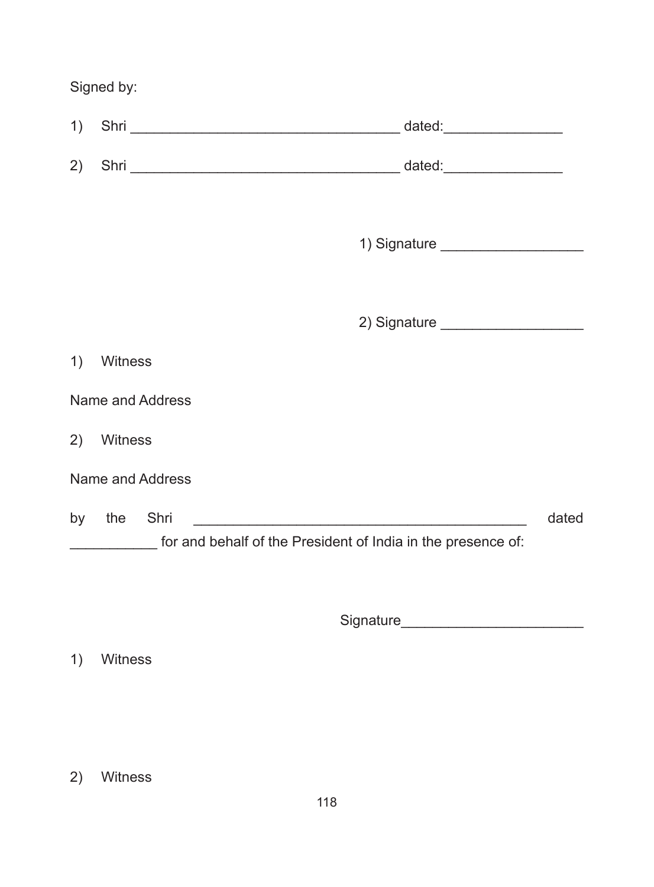Signed by:

1) Shri __________________________________ dated:_______________

2) Shri __________________________________ dated:_______________

1) Signature __________________

2) Signature __________________

1) Witness

Name and Address

2) Witness

Name and Address

by the Shri __________________________________________ dated ___________ for and behalf of the President of India in the presence of:

Signature_______________________

1) Witness

2) Witness